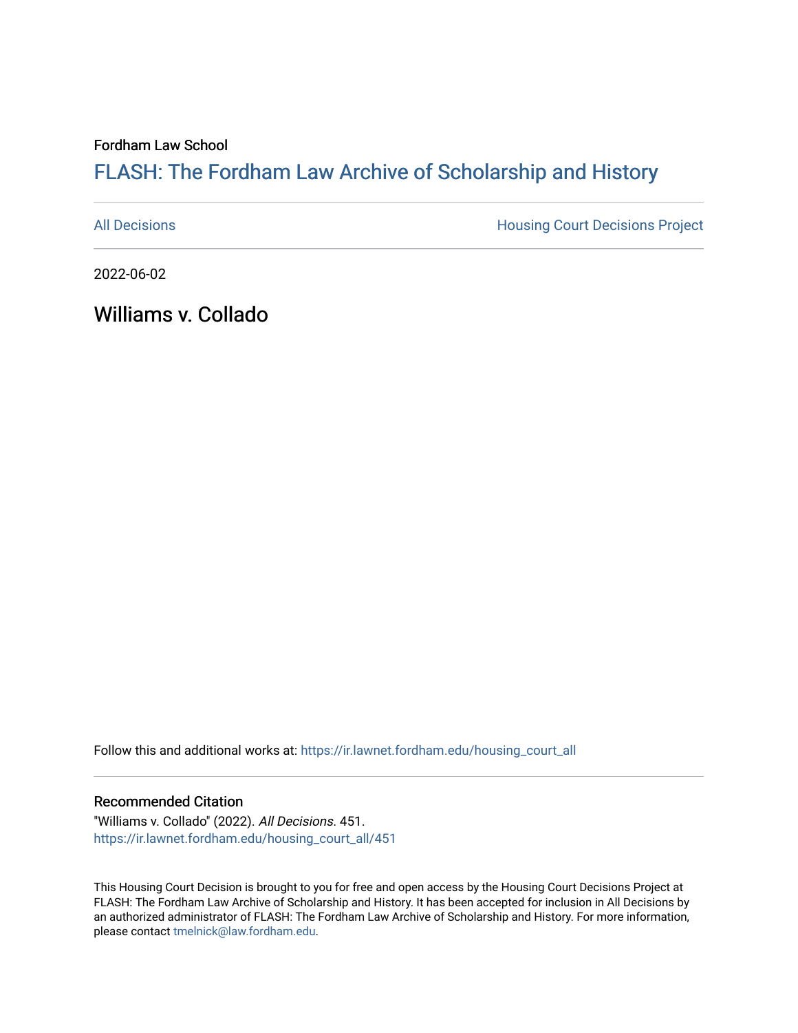Fordham Law School

# FLASH: The Fordham Law Archive of Scholarship and History

All Decisions

Housing Court Decisions Project

2022-06-02

## Williams v. Collado

Follow this and additional works at: https://ir.lawnet.fordham.edu/housing_court_all

### Recommended Citation

"Williams v. Collado" (2022). *All Decisions*. 451.
https://ir.lawnet.fordham.edu/housing_court_all/451

This Housing Court Decision is brought to you for free and open access by the Housing Court Decisions Project at FLASH: The Fordham Law Archive of Scholarship and History. It has been accepted for inclusion in All Decisions by an authorized administrator of FLASH: The Fordham Law Archive of Scholarship and History. For more information, please contact tmelnick@law.fordham.edu.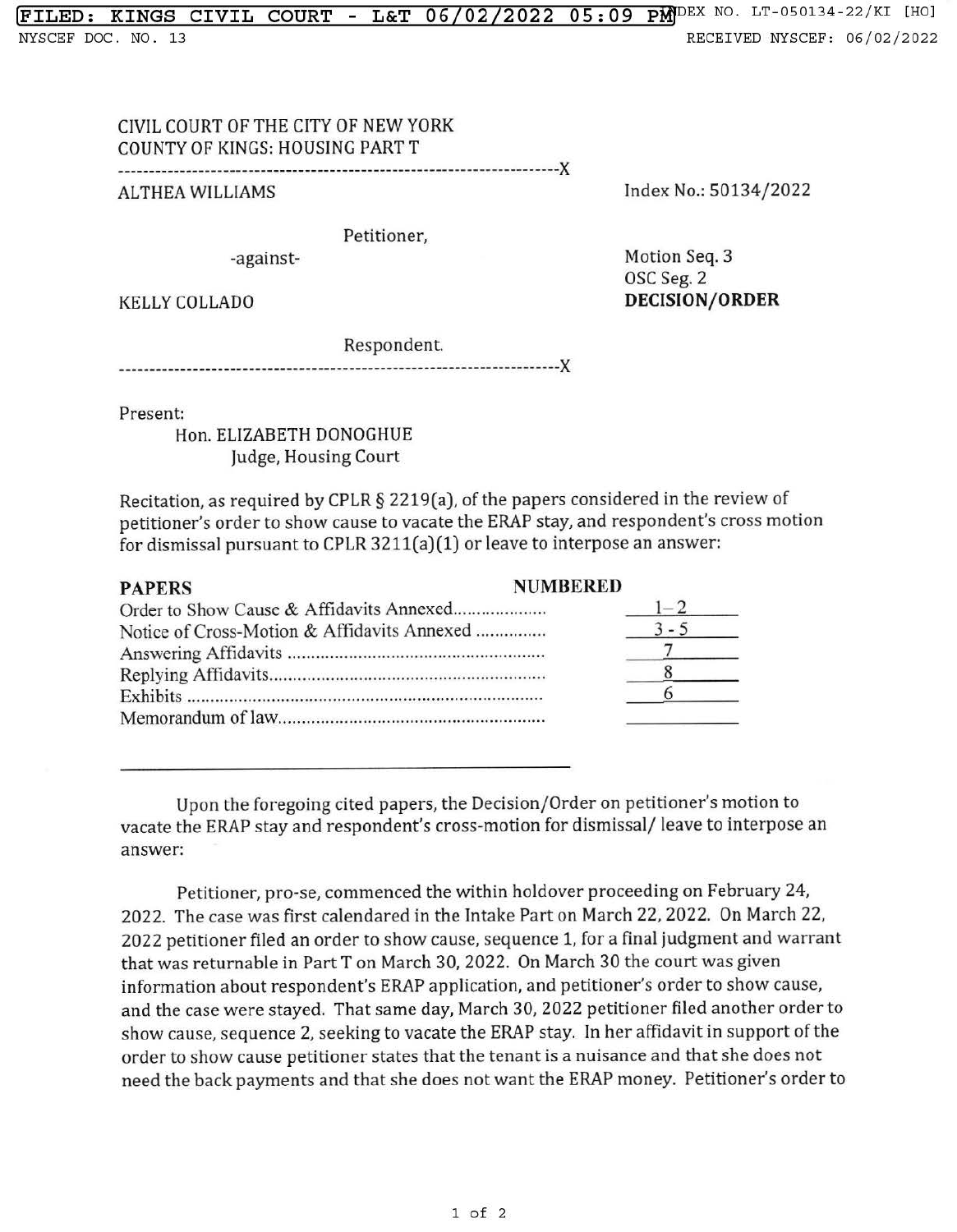CIVIL COURT OF THE CITY OF NEW YORK
COUNTY OF KINGS: HOUSING PART T

---

ALTHEA WILLIAMS

Petitioner,

-against-

KELLY COLLADO

Respondent.

---

Index No.: 50134/2022

Motion Seq. 3
OSC Seg. 2
**DECISION/ORDER**

Present:
Hon. ELIZABETH DONOGHUE
Judge, Housing Court

Recitation, as required by CPLR § 2219(a), of the papers considered in the review of petitioner's order to show cause to vacate the ERAP stay, and respondent's cross motion for dismissal pursuant to CPLR 3211(a)(1) or leave to interpose an answer:

| PAPERS | NUMBERED |
|---|---|
| Order to Show Cause & Affidavits Annexed.................... | 1 - 2 |
| Notice of Cross-Motion & Affidavits Annexed .............. | 3 - 5 |
| Answering Affidavits .................................................... | 7 |
| Replying Affidavits....................................................... | 8 |
| Exhibits ...................................................................... | 6 |
| Memorandum of law..................................................... | |

---

Upon the foregoing cited papers, the Decision/Order on petitioner's motion to vacate the ERAP stay and respondent's cross-motion for dismissal/ leave to interpose an answer:

Petitioner, pro-se, commenced the within holdover proceeding on February 24, 2022. The case was first calendared in the Intake Part on March 22, 2022. On March 22, 2022 petitioner filed an order to show cause, sequence 1, for a final judgment and warrant that was returnable in Part T on March 30, 2022. On March 30 the court was given information about respondent's ERAP application, and petitioner's order to show cause, and the case were stayed. That same day, March 30, 2022 petitioner filed another order to show cause, sequence 2, seeking to vacate the ERAP stay. In her affidavit in support of the order to show cause petitioner states that the tenant is a nuisance and that she does not need the back payments and that she does not want the ERAP money. Petitioner's order to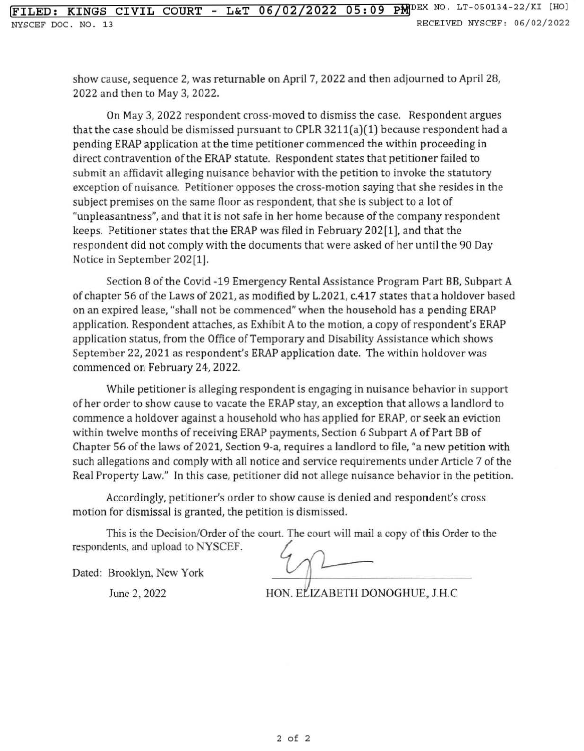show cause, sequence 2, was returnable on April 7, 2022 and then adjourned to April 28, 2022 and then to May 3, 2022.

On May 3, 2022 respondent cross-moved to dismiss the case. Respondent argues that the case should be dismissed pursuant to CPLR 3211(a)(1) because respondent had a pending ERAP application at the time petitioner commenced the within proceeding in direct contravention of the ERAP statute. Respondent states that petitioner failed to submit an affidavit alleging nuisance behavior with the petition to invoke the statutory exception of nuisance. Petitioner opposes the cross-motion saying that she resides in the subject premises on the same floor as respondent, that she is subject to a lot of "unpleasantness", and that it is not safe in her home because of the company respondent keeps. Petitioner states that the ERAP was filed in February 202[1], and that the respondent did not comply with the documents that were asked of her until the 90 Day Notice in September 202[1].

Section 8 of the Covid -19 Emergency Rental Assistance Program Part BB, Subpart A of chapter 56 of the Laws of 2021, as modified by L.2021, c.417 states that a holdover based on an expired lease, "shall not be commenced" when the household has a pending ERAP application. Respondent attaches, as Exhibit A to the motion, a copy of respondent's ERAP application status, from the Office of Temporary and Disability Assistance which shows September 22, 2021 as respondent's ERAP application date. The within holdover was commenced on February 24, 2022.

While petitioner is alleging respondent is engaging in nuisance behavior in support of her order to show cause to vacate the ERAP stay, an exception that allows a landlord to commence a holdover against a household who has applied for ERAP, or seek an eviction within twelve months of receiving ERAP payments, Section 6 Subpart A of Part BB of Chapter 56 of the laws of 2021, Section 9-a, requires a landlord to file, "a new petition with such allegations and comply with all notice and service requirements under Article 7 of the Real Property Law." In this case, petitioner did not allege nuisance behavior in the petition.

Accordingly, petitioner's order to show cause is denied and respondent's cross motion for dismissal is granted, the petition is dismissed.

This is the Decision/Order of the court. The court will mail a copy of this Order to the respondents, and upload to NYSCEF.

Dated: Brooklyn, New York

June 2, 2022

HON. ELIZABETH DONOGHUE, J.H.C